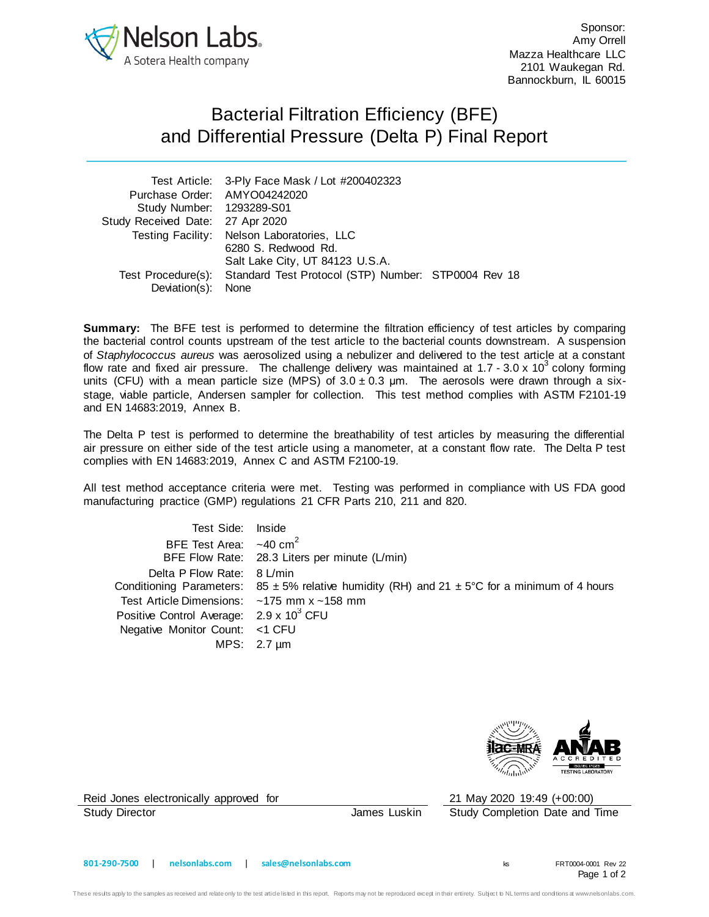Sponsor:
Amy Orrell
Mazza Healthcare LLC
2101 Waukegan Rd.
Bannockburn, IL 60015

# Bacterial Filtration Efficiency (BFE) and Differential Pressure (Delta P) Final Report

| | |
|---|---|
| Test Article: | 3-Ply Face Mask / Lot #200402323 |
| Purchase Order: | AMYO04242020 |
| Study Number: | 1293289-S01 |
| Study Received Date: | 27 Apr 2020 |
| Testing Facility: | Nelson Laboratories, LLC<br>6280 S. Redwood Rd.<br>Salt Lake City, UT 84123 U.S.A. |
| Test Procedure(s): | Standard Test Protocol (STP) Number: STP0004 Rev 18 |
| Deviation(s): | None |

**Summary:** The BFE test is performed to determine the filtration efficiency of test articles by comparing the bacterial control counts upstream of the test article to the bacterial counts downstream. A suspension of *Staphylococcus aureus* was aerosolized using a nebulizer and delivered to the test article at a constant flow rate and fixed air pressure. The challenge delivery was maintained at 1.7 - 3.0 x $10^3$ colony forming units (CFU) with a mean particle size (MPS) of 3.0 ± 0.3 µm. The aerosols were drawn through a six-stage, viable particle, Andersen sampler for collection. This test method complies with ASTM F2101-19 and EN 14683:2019, Annex B.

The Delta P test is performed to determine the breathability of test articles by measuring the differential air pressure on either side of the test article using a manometer, at a constant flow rate. The Delta P test complies with EN 14683:2019, Annex C and ASTM F2100-19.

All test method acceptance criteria were met. Testing was performed in compliance with US FDA good manufacturing practice (GMP) regulations 21 CFR Parts 210, 211 and 820.

| | |
|---|---|
| Test Side: | Inside |
| BFE Test Area: | ~40 $cm^2$ |
| BFE Flow Rate: | 28.3 Liters per minute (L/min) |
| Delta P Flow Rate: | 8 L/min |
| Conditioning Parameters: | 85 ± 5% relative humidity (RH) and 21 ± 5°C for a minimum of 4 hours |
| Test Article Dimensions: | ~175 mm x ~158 mm |
| Positive Control Average: | 2.9 x $10^3$ CFU |
| Negative Monitor Count: | <1 CFU |
| MPS: | 2.7 µm |

Reid Jones electronically approved for James Luskin
Study Director

21 May 2020 19:49 (+00:00)
Study Completion Date and Time

801-290-7500 | nelsonlabs.com | sales@nelsonlabs.com

ks FRT0004-0001 Rev 22

These results apply to the samples as received and relate only to the test article listed in this report. Reports may not be reproduced except in their entirety. Subject to NL terms and conditions at www.nelsonlabs.com.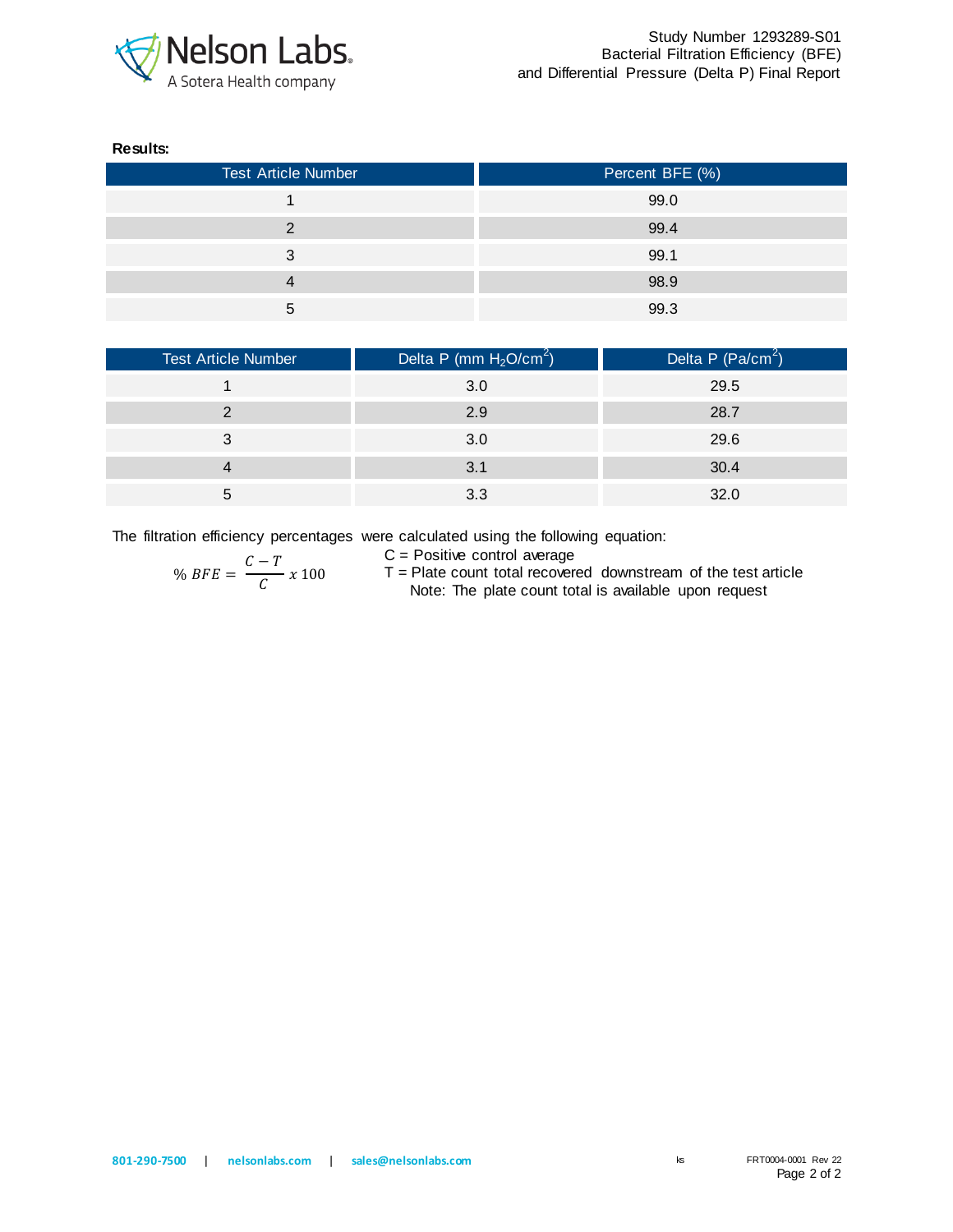**Results:**

| Test Article Number | Percent BFE (%) |
| --- | --- |
| 1 | 99.0 |
| 2 | 99.4 |
| 3 | 99.1 |
| 4 | 98.9 |
| 5 | 99.3 |

| Test Article Number | Delta P (mm $H_2O/cm^2$) | Delta P ($Pa/cm^2$) |
| --- | --- | --- |
| 1 | 3.0 | 29.5 |
| 2 | 2.9 | 28.7 |
| 3 | 3.0 | 29.6 |
| 4 | 3.1 | 30.4 |
| 5 | 3.3 | 32.0 |

The filtration efficiency percentages were calculated using the following equation:

$$\%\ BFE = \frac{C - T}{C}\ x\ 100$$

C = Positive control average
T = Plate count total recovered downstream of the test article
Note: The plate count total is available upon request